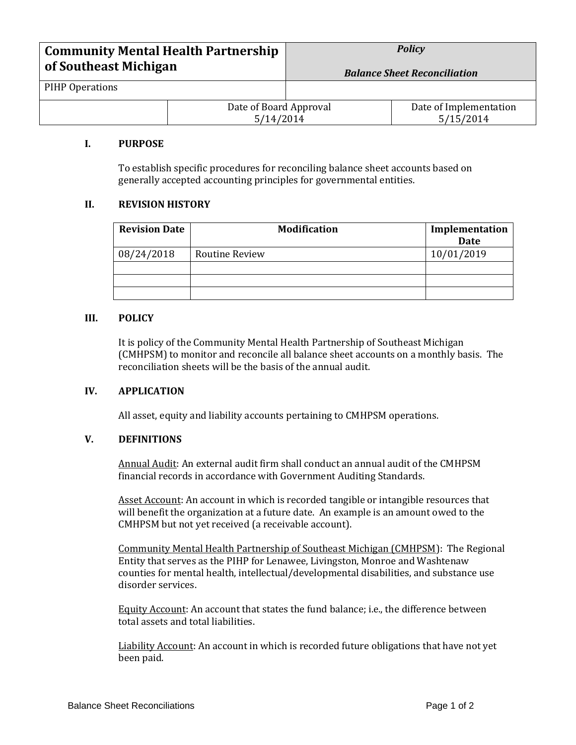| Community Mental Health Partnership of Southeast Michigan | | *Policy* *Balance Sheet Reconciliation* |
|---|---|---|
| PIHP Operations | | |
| | Date of Board Approval 5/14/2014 | Date of Implementation 5/15/2014 |

## I. PURPOSE

To establish specific procedures for reconciling balance sheet accounts based on generally accepted accounting principles for governmental entities.

## II. REVISION HISTORY

| Revision Date | Modification | Implementation Date |
|---|---|---|
| 08/24/2018 | Routine Review | 10/01/2019 |
| | | |
| | | |
| | | |

## III. POLICY

It is policy of the Community Mental Health Partnership of Southeast Michigan (CMHPSM) to monitor and reconcile all balance sheet accounts on a monthly basis. The reconciliation sheets will be the basis of the annual audit.

## IV. APPLICATION

All asset, equity and liability accounts pertaining to CMHPSM operations.

## V. DEFINITIONS

Annual Audit: An external audit firm shall conduct an annual audit of the CMHPSM financial records in accordance with Government Auditing Standards.

Asset Account: An account in which is recorded tangible or intangible resources that will benefit the organization at a future date. An example is an amount owed to the CMHPSM but not yet received (a receivable account).

Community Mental Health Partnership of Southeast Michigan (CMHPSM): The Regional Entity that serves as the PIHP for Lenawee, Livingston, Monroe and Washtenaw counties for mental health, intellectual/developmental disabilities, and substance use disorder services.

Equity Account: An account that states the fund balance; i.e., the difference between total assets and total liabilities.

Liability Account: An account in which is recorded future obligations that have not yet been paid.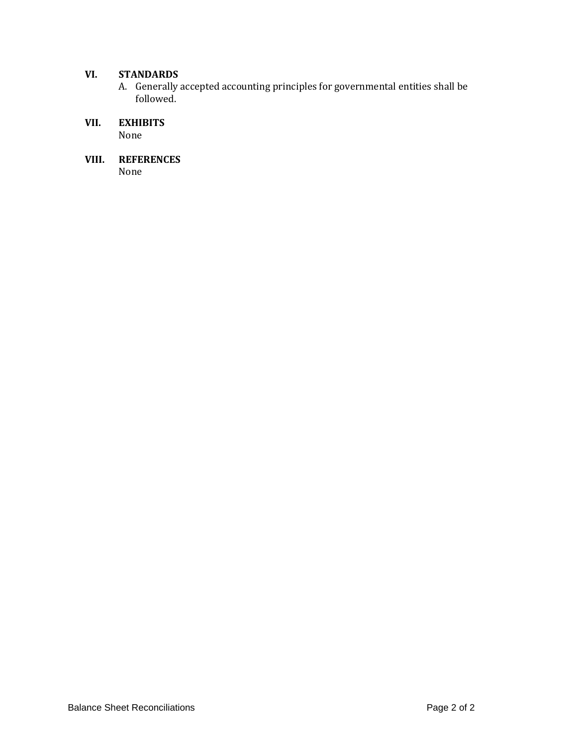## VI. STANDARDS

A. Generally accepted accounting principles for governmental entities shall be followed.

## VII. EXHIBITS

None

## VIII. REFERENCES

None